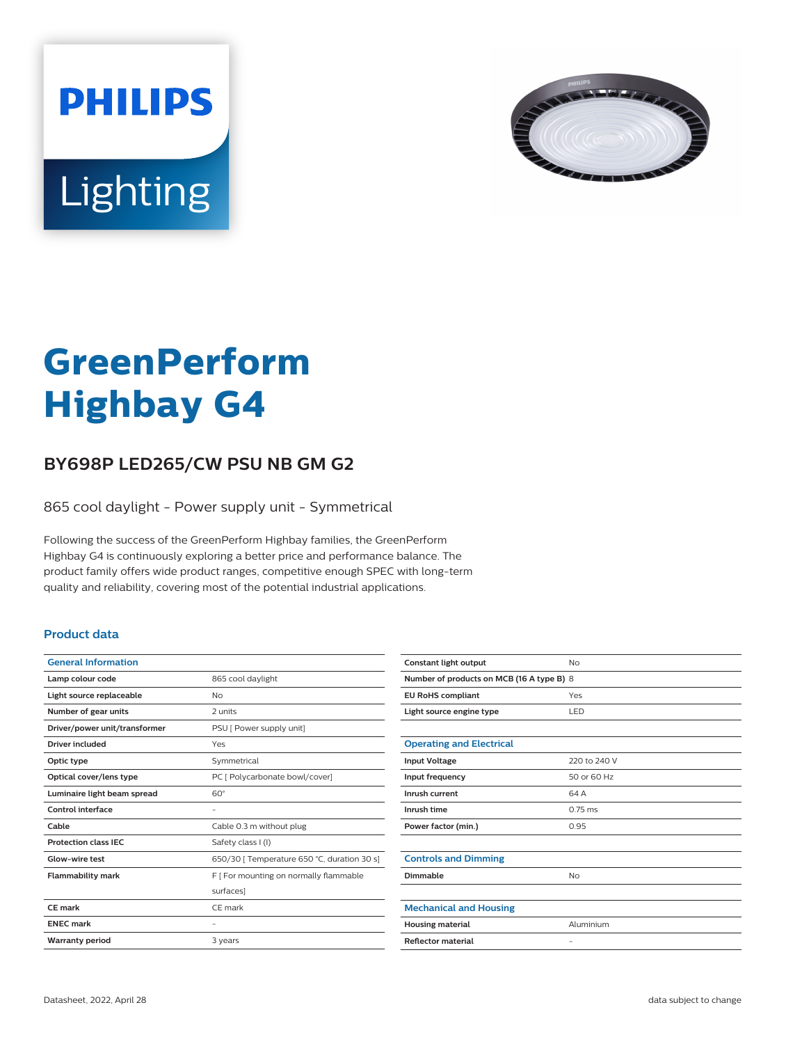# GreenPerform Highbay G4

## BY698P LED265/CW PSU NB GM G2

865 cool daylight - Power supply unit - Symmetrical

Following the success of the GreenPerform Highbay families, the GreenPerform Highbay G4 is continuously exploring a better price and performance balance. The product family offers wide product ranges, competitive enough SPEC with long-term quality and reliability, covering most of the potential industrial applications.

### Product data

| General Information | |
|---|---|
| Lamp colour code | 865 cool daylight |
| Light source replaceable | No |
| Number of gear units | 2 units |
| Driver/power unit/transformer | PSU [ Power supply unit] |
| Driver included | Yes |
| Optic type | Symmetrical |
| Optical cover/lens type | PC [ Polycarbonate bowl/cover] |
| Luminaire light beam spread | 60° |
| Control interface | - |
| Cable | Cable 0.3 m without plug |
| Protection class IEC | Safety class I (I) |
| Glow-wire test | 650/30 [ Temperature 650 °C, duration 30 s] |
| Flammability mark | F [ For mounting on normally flammable surfaces] |
| CE mark | CE mark |
| ENEC mark | - |
| Warranty period | 3 years |
| Constant light output | No |
| Number of products on MCB (16 A type B) | 8 |
| EU RoHS compliant | Yes |
| Light source engine type | LED |

| Operating and Electrical | |
|---|---|
| Input Voltage | 220 to 240 V |
| Input frequency | 50 or 60 Hz |
| Inrush current | 64 A |
| Inrush time | 0.75 ms |
| Power factor (min.) | 0.95 |

| Controls and Dimming | |
|---|---|
| Dimmable | No |

| Mechanical and Housing | |
|---|---|
| Housing material | Aluminium |
| Reflector material | - |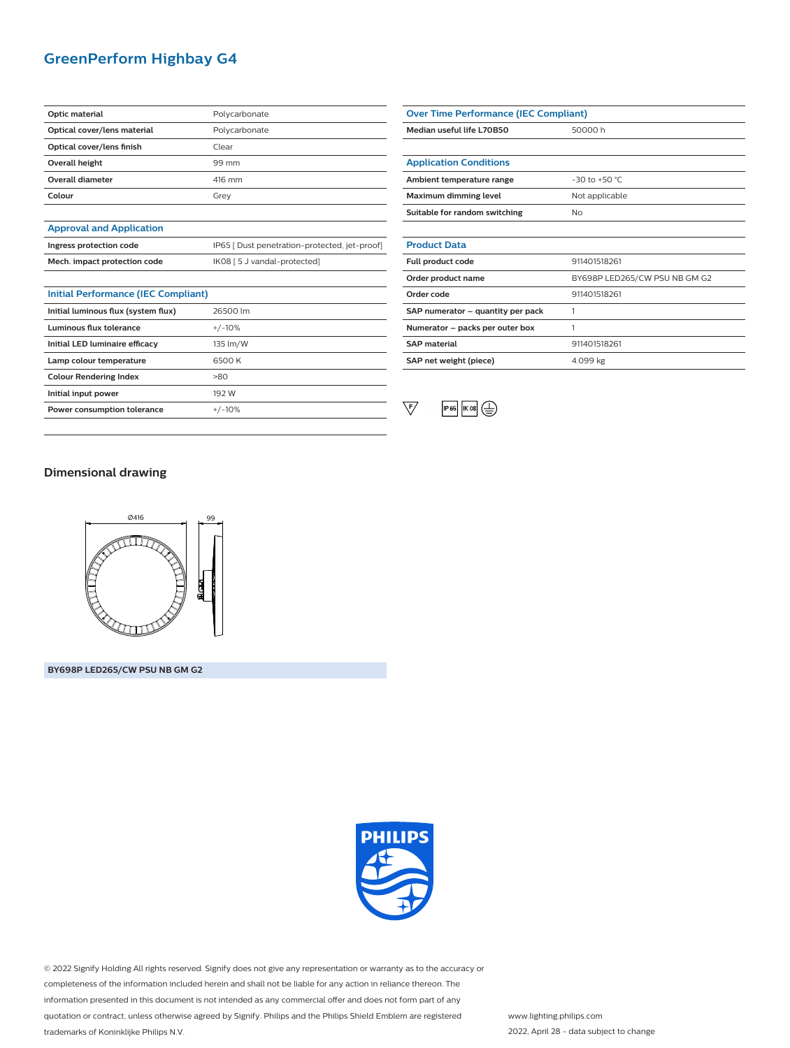# GreenPerform Highbay G4

| | |
|---|---|
| Optic material | Polycarbonate |
| Optical cover/lens material | Polycarbonate |
| Optical cover/lens finish | Clear |
| Overall height | 99 mm |
| Overall diameter | 416 mm |
| Colour | Grey |

## Approval and Application

| | |
|---|---|
| Ingress protection code | IP65 [ Dust penetration-protected, jet-proof] |
| Mech. impact protection code | IK08 [ 5 J vandal-protected] |

## Initial Performance (IEC Compliant)

| | |
|---|---|
| Initial luminous flux (system flux) | 26500 lm |
| Luminous flux tolerance | +/-10% |
| Initial LED luminaire efficacy | 135 lm/W |
| Lamp colour temperature | 6500 K |
| Colour Rendering Index | >80 |
| Initial input power | 192 W |
| Power consumption tolerance | +/-10% |

## Over Time Performance (IEC Compliant)

| | |
|---|---|
| Median useful life L70B50 | 50000 h |

## Application Conditions

| | |
|---|---|
| Ambient temperature range | -30 to +50 °C |
| Maximum dimming level | Not applicable |
| Suitable for random switching | No |

## Product Data

| | |
|---|---|
| Full product code | 911401518261 |
| Order product name | BY698P LED265/CW PSU NB GM G2 |
| Order code | 911401518261 |
| SAP numerator – quantity per pack | 1 |
| Numerator – packs per outer box | 1 |
| SAP material | 911401518261 |
| SAP net weight (piece) | 4.099 kg |

F IP65 IK08

## Dimensional drawing

Ø416

99

BY698P LED265/CW PSU NB GM G2

© 2022 Signify Holding All rights reserved. Signify does not give any representation or warranty as to the accuracy or completeness of the information included herein and shall not be liable for any action in reliance thereon. The information presented in this document is not intended as any commercial offer and does not form part of any quotation or contract, unless otherwise agreed by Signify. Philips and the Philips Shield Emblem are registered trademarks of Koninklijke Philips N.V.

www.lighting.philips.com

2022, April 28 - data subject to change